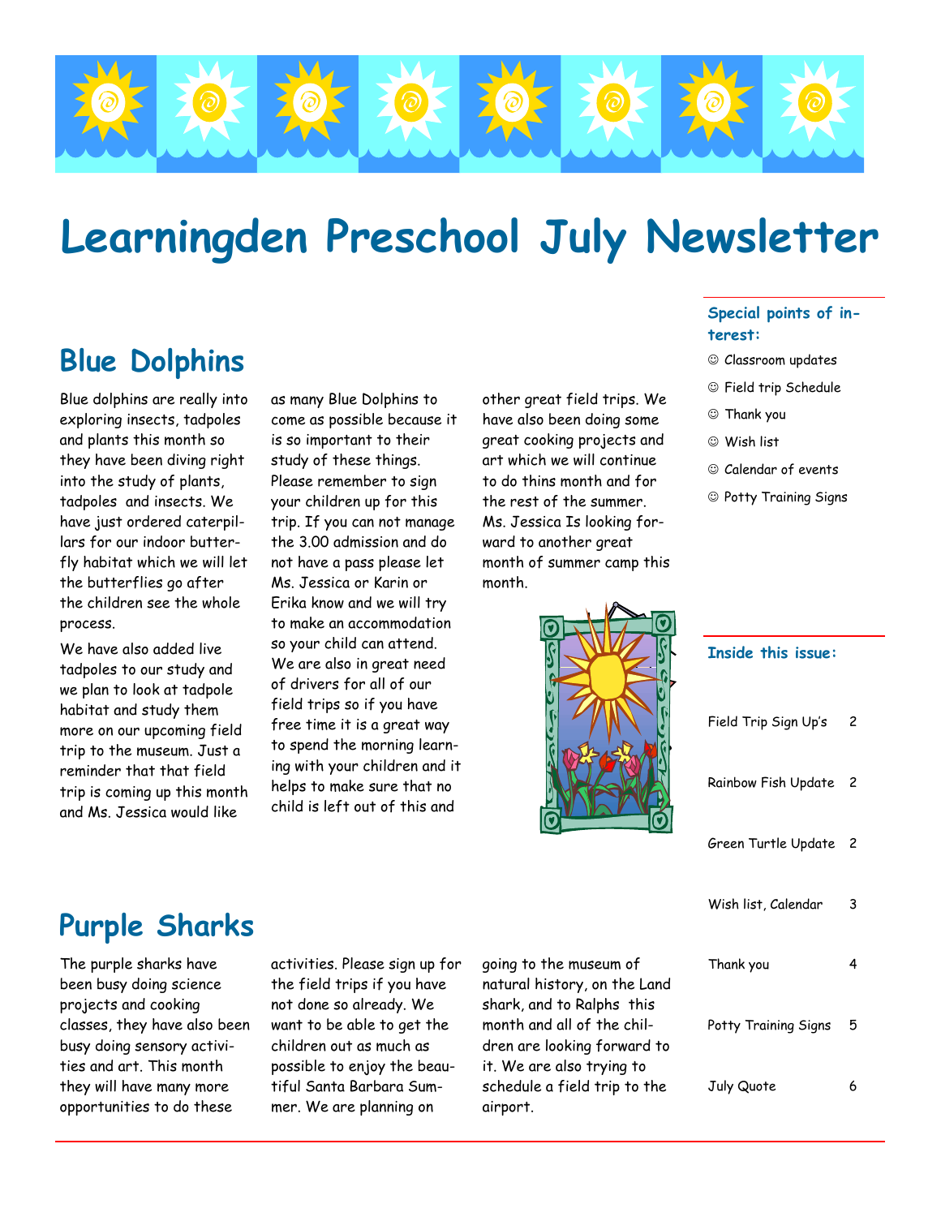# Learningden Preschool July Newsletter

## Blue Dolphins

Blue dolphins are really into exploring insects, tadpoles and plants this month so they have been diving right into the study of plants, tadpoles and insects. We have just ordered caterpillars for our indoor butterfly habitat which we will let the butterflies go after the children see the whole process.

We have also added live tadpoles to our study and we plan to look at tadpole habitat and study them more on our upcoming field trip to the museum. Just a reminder that that field trip is coming up this month and Ms. Jessica would like as many Blue Dolphins to come as possible because it is so important to their study of these things. Please remember to sign your children up for this trip. If you can not manage the 3.00 admission and do not have a pass please let Ms. Jessica or Karin or Erika know and we will try to make an accommodation so your child can attend. We are also in great need of drivers for all of our field trips so if you have free time it is a great way to spend the morning learning with your children and it helps to make sure that no child is left out of this and other great field trips. We have also been doing some great cooking projects and art which we will continue to do thins month and for the rest of the summer. Ms. Jessica Is looking forward to another great month of summer camp this month.

## Purple Sharks

The purple sharks have been busy doing science projects and cooking classes, they have also been busy doing sensory activities and art. This month they will have many more opportunities to do these activities. Please sign up for the field trips if you have not done so already. We want to be able to get the children out as much as possible to enjoy the beautiful Santa Barbara Summer. We are planning on going to the museum of natural history, on the Land shark, and to Ralphs this month and all of the children are looking forward to it. We are also trying to schedule a field trip to the airport.

**Special points of interest:**

- ☺ Classroom updates
- ☺ Field trip Schedule
- ☺ Thank you
- ☺ Wish list
- ☺ Calendar of events
- ☺ Potty Training Signs

**Inside this issue:**

| | |
|---|---|
| Field Trip Sign Up's | 2 |
| Rainbow Fish Update | 2 |
| Green Turtle Update | 2 |
| Wish list, Calendar | 3 |
| Thank you | 4 |
| Potty Training Signs | 5 |
| July Quote | 6 |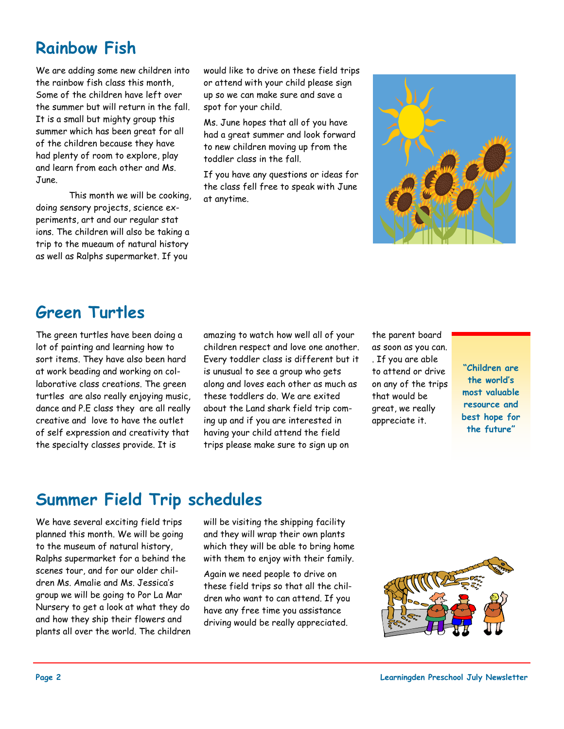## Rainbow Fish

We are adding some new children into the rainbow fish class this month, Some of the children have left over the summer but will return in the fall. It is a small but mighty group this summer which has been great for all of the children because they have had plenty of room to explore, play and learn from each other and Ms. June.

This month we will be cooking, doing sensory projects, science experiments, art and our regular stat ions. The children will also be taking a trip to the mueaum of natural history as well as Ralphs supermarket. If you would like to drive on these field trips or attend with your child please sign up so we can make sure and save a spot for your child.

Ms. June hopes that all of you have had a great summer and look forward to new children moving up from the toddler class in the fall.

If you have any questions or ideas for the class fell free to speak with June at anytime.

## Green Turtles

The green turtles have been doing a lot of painting and learning how to sort items. They have also been hard at work beading and working on collaborative class creations. The green turtles are also really enjoying music, dance and P.E class they are all really creative and love to have the outlet of self expression and creativity that the specialty classes provide. It is amazing to watch how well all of your children respect and love one another. Every toddler class is different but it is unusual to see a group who gets along and loves each other as much as these toddlers do. We are exited about the Land shark field trip coming up and if you are interested in having your child attend the field trips please make sure to sign up on the parent board as soon as you can. . If you are able to attend or drive on any of the trips that would be great, we really appreciate it.

**"Children are the world's most valuable resource and best hope for the future"**

## Summer Field Trip schedules

We have several exciting field trips planned this month. We will be going to the museum of natural history, Ralphs supermarket for a behind the scenes tour, and for our older children Ms. Amalie and Ms. Jessica's group we will be going to Por La Mar Nursery to get a look at what they do and how they ship their flowers and plants all over the world. The children will be visiting the shipping facility and they will wrap their own plants which they will be able to bring home with them to enjoy with their family.

Again we need people to drive on these field trips so that all the children who want to can attend. If you have any free time you assistance driving would be really appreciated.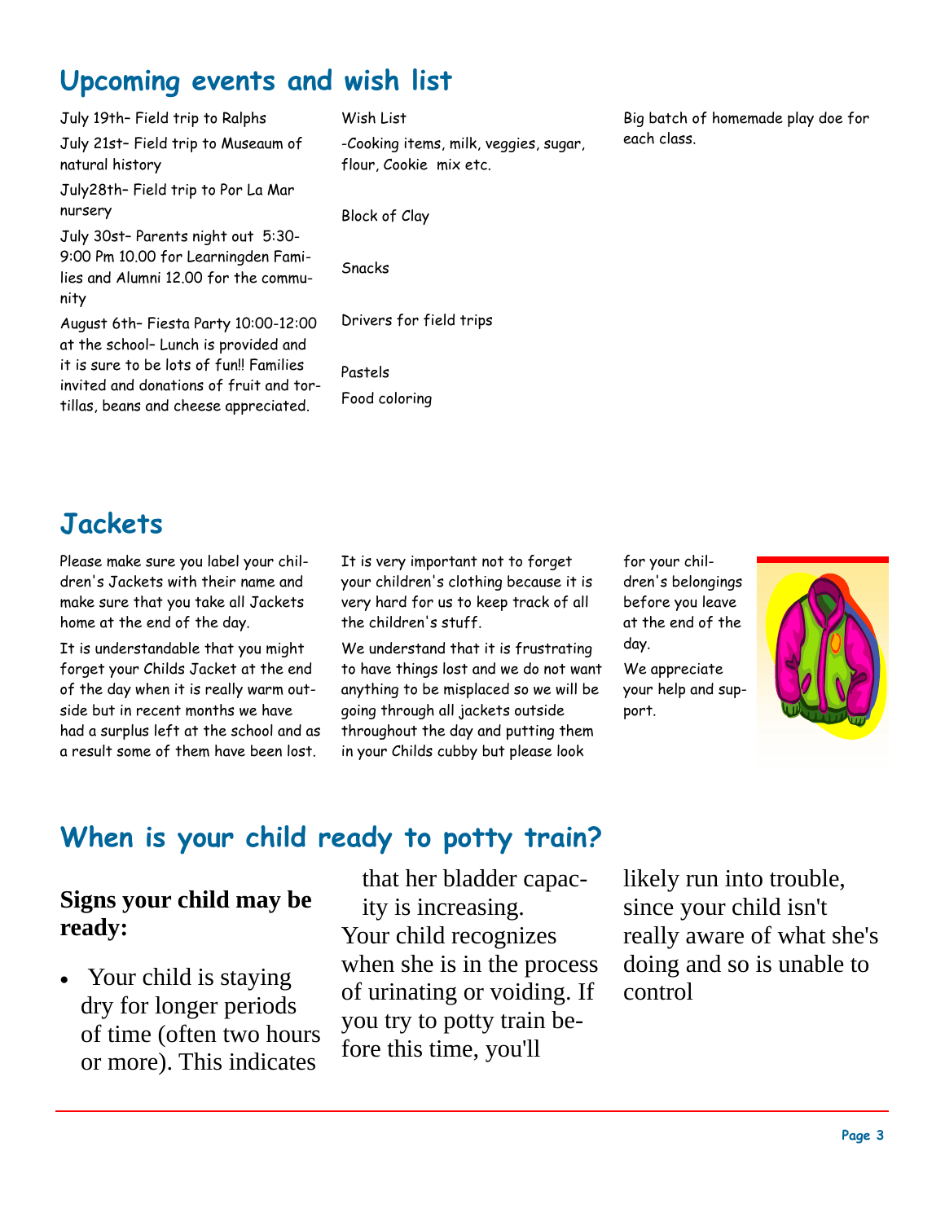## Upcoming events and wish list

July 19th– Field trip to Ralphs

July 21st– Field trip to Museaum of natural history

July28th– Field trip to Por La Mar nursery

July 30st– Parents night out 5:30-9:00 Pm 10.00 for Learningden Families and Alumni 12.00 for the community

August 6th– Fiesta Party 10:00-12:00 at the school– Lunch is provided and it is sure to be lots of fun!! Families invited and donations of fruit and tortillas, beans and cheese appreciated.

Wish List

-Cooking items, milk, veggies, sugar, flour, Cookie mix etc.

Block of Clay

Snacks

Drivers for field trips

Pastels

Food coloring

Big batch of homemade play doe for each class.

## Jackets

Please make sure you label your children's Jackets with their name and make sure that you take all Jackets home at the end of the day.

It is understandable that you might forget your Childs Jacket at the end of the day when it is really warm outside but in recent months we have had a surplus left at the school and as a result some of them have been lost.

It is very important not to forget your children's clothing because it is very hard for us to keep track of all the children's stuff.

We understand that it is frustrating to have things lost and we do not want anything to be misplaced so we will be going through all jackets outside throughout the day and putting them in your Childs cubby but please look for your children's belongings before you leave at the end of the day.

We appreciate your help and support.

## When is your child ready to potty train?

### Signs your child may be ready:

- Your child is staying dry for longer periods of time (often two hours or more). This indicates that her bladder capacity is increasing.

Your child recognizes when she is in the process of urinating or voiding. If you try to potty train before this time, you'll likely run into trouble, since your child isn't really aware of what she's doing and so is unable to control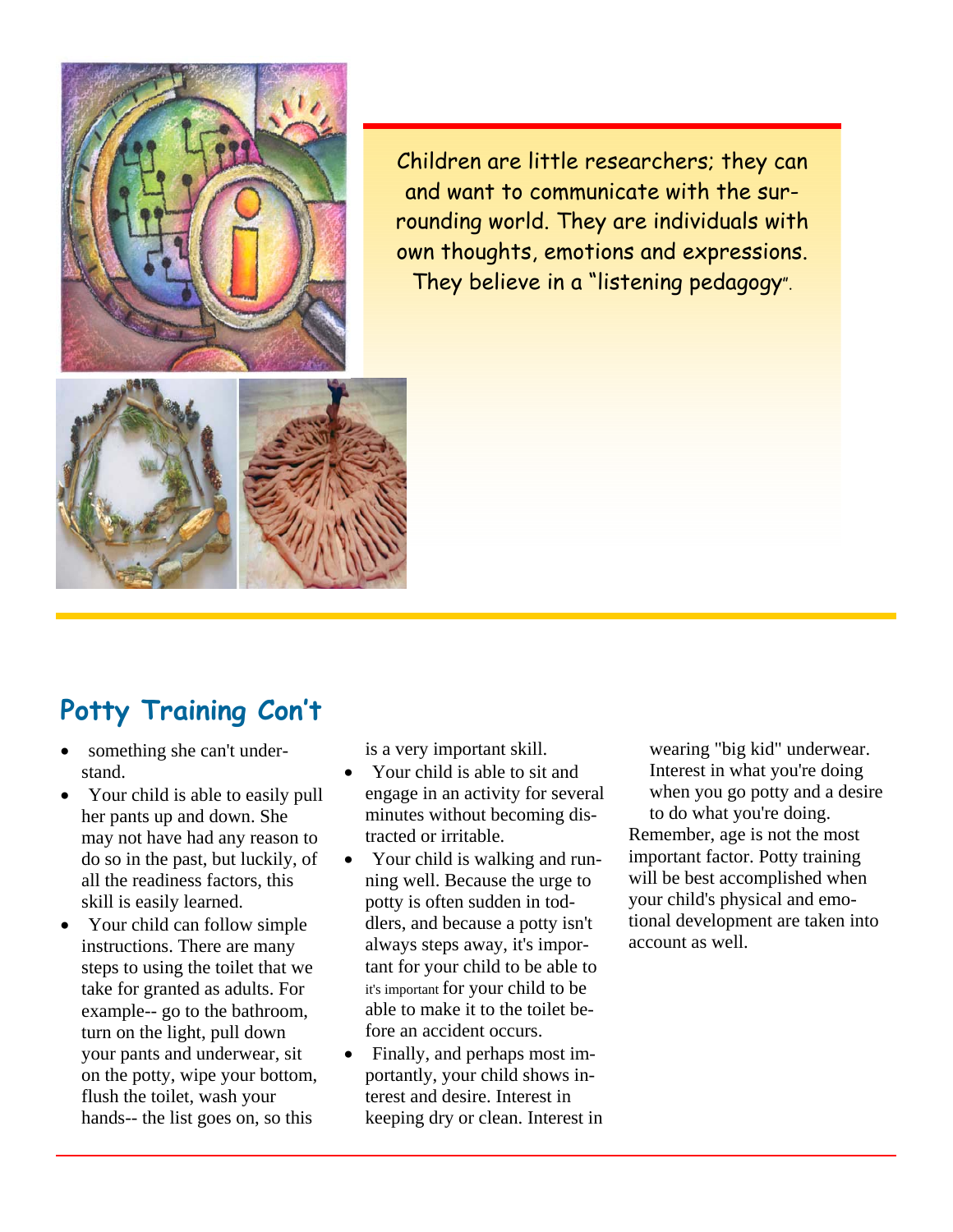Children are little researchers; they can and want to communicate with the surrounding world. They are individuals with own thoughts, emotions and expressions. They believe in a "listening pedagogy".

## Potty Training Con't

- something she can't understand.
- Your child is able to easily pull her pants up and down. She may not have had any reason to do so in the past, but luckily, of all the readiness factors, this skill is easily learned.
- Your child can follow simple instructions. There are many steps to using the toilet that we take for granted as adults. For example-- go to the bathroom, turn on the light, pull down your pants and underwear, sit on the potty, wipe your bottom, flush the toilet, wash your hands-- the list goes on, so this is a very important skill.
- Your child is able to sit and engage in an activity for several minutes without becoming distracted or irritable.
- Your child is walking and running well. Because the urge to potty is often sudden in toddlers, and because a potty isn't always steps away, it's important for your child to be able to it's important for your child to be able to make it to the toilet before an accident occurs.
- Finally, and perhaps most importantly, your child shows interest and desire. Interest in keeping dry or clean. Interest in wearing "big kid" underwear. Interest in what you're doing when you go potty and a desire to do what you're doing.

Remember, age is not the most important factor. Potty training will be best accomplished when your child's physical and emotional development are taken into account as well.